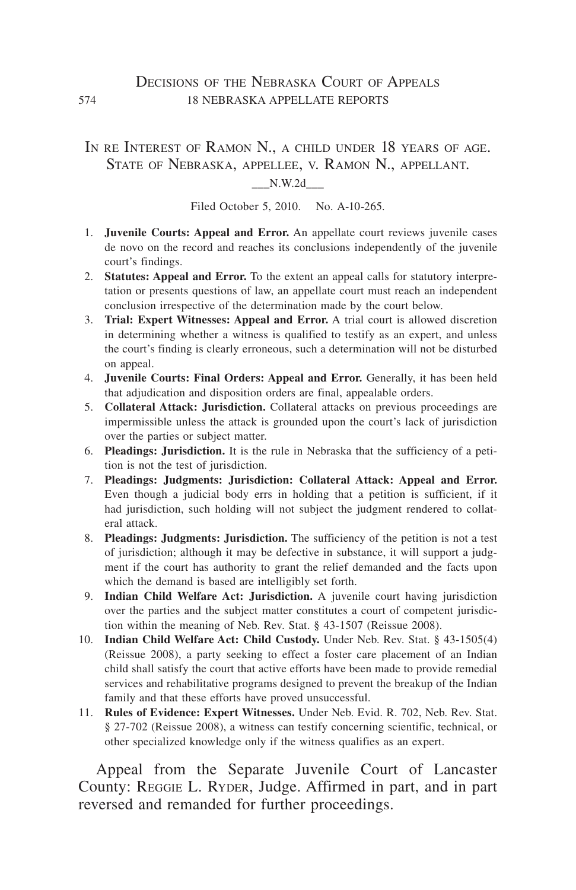# In re Interest of Ramon N., a child under 18 years of age.
## State of Nebraska, appellee, v. Ramon N., appellant.

___N.W.2d___

Filed October 5, 2010. No. A-10-265.

1. **Juvenile Courts: Appeal and Error.** An appellate court reviews juvenile cases de novo on the record and reaches its conclusions independently of the juvenile court's findings.
2. **Statutes: Appeal and Error.** To the extent an appeal calls for statutory interpretation or presents questions of law, an appellate court must reach an independent conclusion irrespective of the determination made by the court below.
3. **Trial: Expert Witnesses: Appeal and Error.** A trial court is allowed discretion in determining whether a witness is qualified to testify as an expert, and unless the court's finding is clearly erroneous, such a determination will not be disturbed on appeal.
4. **Juvenile Courts: Final Orders: Appeal and Error.** Generally, it has been held that adjudication and disposition orders are final, appealable orders.
5. **Collateral Attack: Jurisdiction.** Collateral attacks on previous proceedings are impermissible unless the attack is grounded upon the court's lack of jurisdiction over the parties or subject matter.
6. **Pleadings: Jurisdiction.** It is the rule in Nebraska that the sufficiency of a petition is not the test of jurisdiction.
7. **Pleadings: Judgments: Jurisdiction: Collateral Attack: Appeal and Error.** Even though a judicial body errs in holding that a petition is sufficient, if it had jurisdiction, such holding will not subject the judgment rendered to collateral attack.
8. **Pleadings: Judgments: Jurisdiction.** The sufficiency of the petition is not a test of jurisdiction; although it may be defective in substance, it will support a judgment if the court has authority to grant the relief demanded and the facts upon which the demand is based are intelligibly set forth.
9. **Indian Child Welfare Act: Jurisdiction.** A juvenile court having jurisdiction over the parties and the subject matter constitutes a court of competent jurisdiction within the meaning of Neb. Rev. Stat. § 43-1507 (Reissue 2008).
10. **Indian Child Welfare Act: Child Custody.** Under Neb. Rev. Stat. § 43-1505(4) (Reissue 2008), a party seeking to effect a foster care placement of an Indian child shall satisfy the court that active efforts have been made to provide remedial services and rehabilitative programs designed to prevent the breakup of the Indian family and that these efforts have proved unsuccessful.
11. **Rules of Evidence: Expert Witnesses.** Under Neb. Evid. R. 702, Neb. Rev. Stat. § 27-702 (Reissue 2008), a witness can testify concerning scientific, technical, or other specialized knowledge only if the witness qualifies as an expert.

Appeal from the Separate Juvenile Court of Lancaster County: Reggie L. Ryder, Judge. Affirmed in part, and in part reversed and remanded for further proceedings.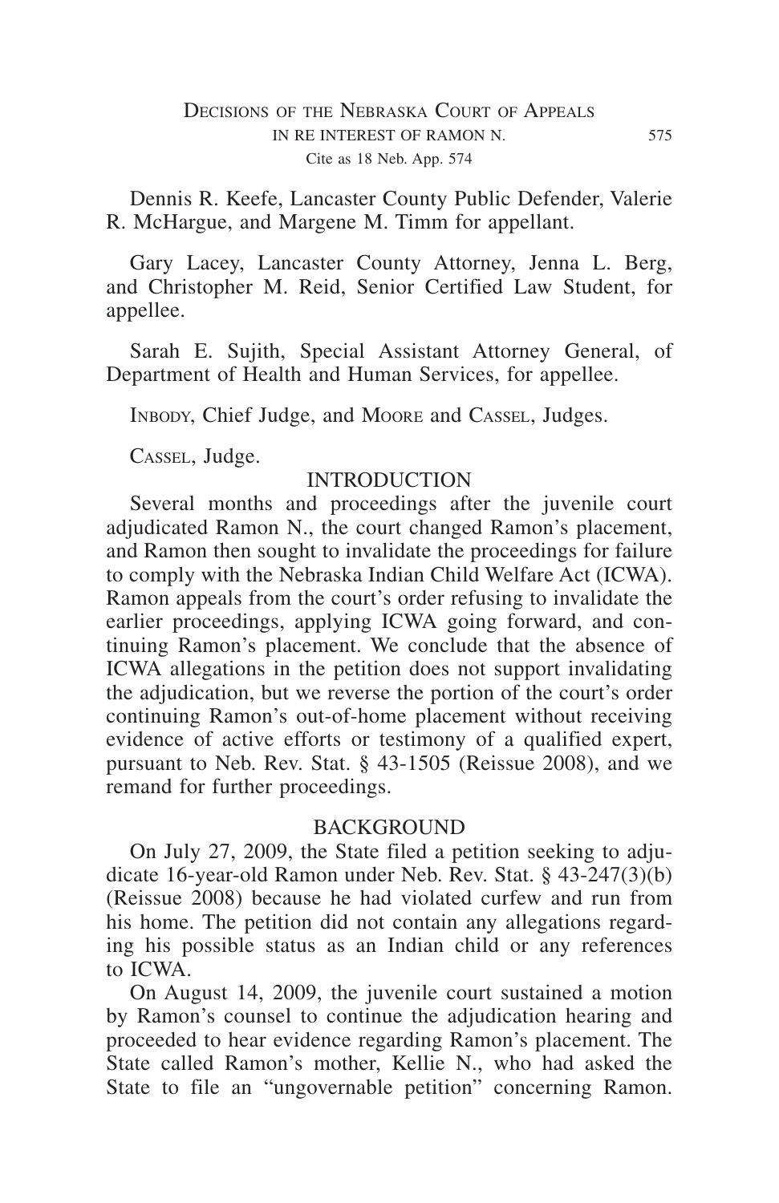Dennis R. Keefe, Lancaster County Public Defender, Valerie R. McHargue, and Margene M. Timm for appellant.

Gary Lacey, Lancaster County Attorney, Jenna L. Berg, and Christopher M. Reid, Senior Certified Law Student, for appellee.

Sarah E. Sujith, Special Assistant Attorney General, of Department of Health and Human Services, for appellee.

Inbody, Chief Judge, and Moore and Cassel, Judges.

Cassel, Judge.

## INTRODUCTION

Several months and proceedings after the juvenile court adjudicated Ramon N., the court changed Ramon's placement, and Ramon then sought to invalidate the proceedings for failure to comply with the Nebraska Indian Child Welfare Act (ICWA). Ramon appeals from the court's order refusing to invalidate the earlier proceedings, applying ICWA going forward, and continuing Ramon's placement. We conclude that the absence of ICWA allegations in the petition does not support invalidating the adjudication, but we reverse the portion of the court's order continuing Ramon's out-of-home placement without receiving evidence of active efforts or testimony of a qualified expert, pursuant to Neb. Rev. Stat. § 43-1505 (Reissue 2008), and we remand for further proceedings.

## BACKGROUND

On July 27, 2009, the State filed a petition seeking to adjudicate 16-year-old Ramon under Neb. Rev. Stat. § 43-247(3)(b) (Reissue 2008) because he had violated curfew and run from his home. The petition did not contain any allegations regarding his possible status as an Indian child or any references to ICWA.

On August 14, 2009, the juvenile court sustained a motion by Ramon's counsel to continue the adjudication hearing and proceeded to hear evidence regarding Ramon's placement. The State called Ramon's mother, Kellie N., who had asked the State to file an "ungovernable petition" concerning Ramon.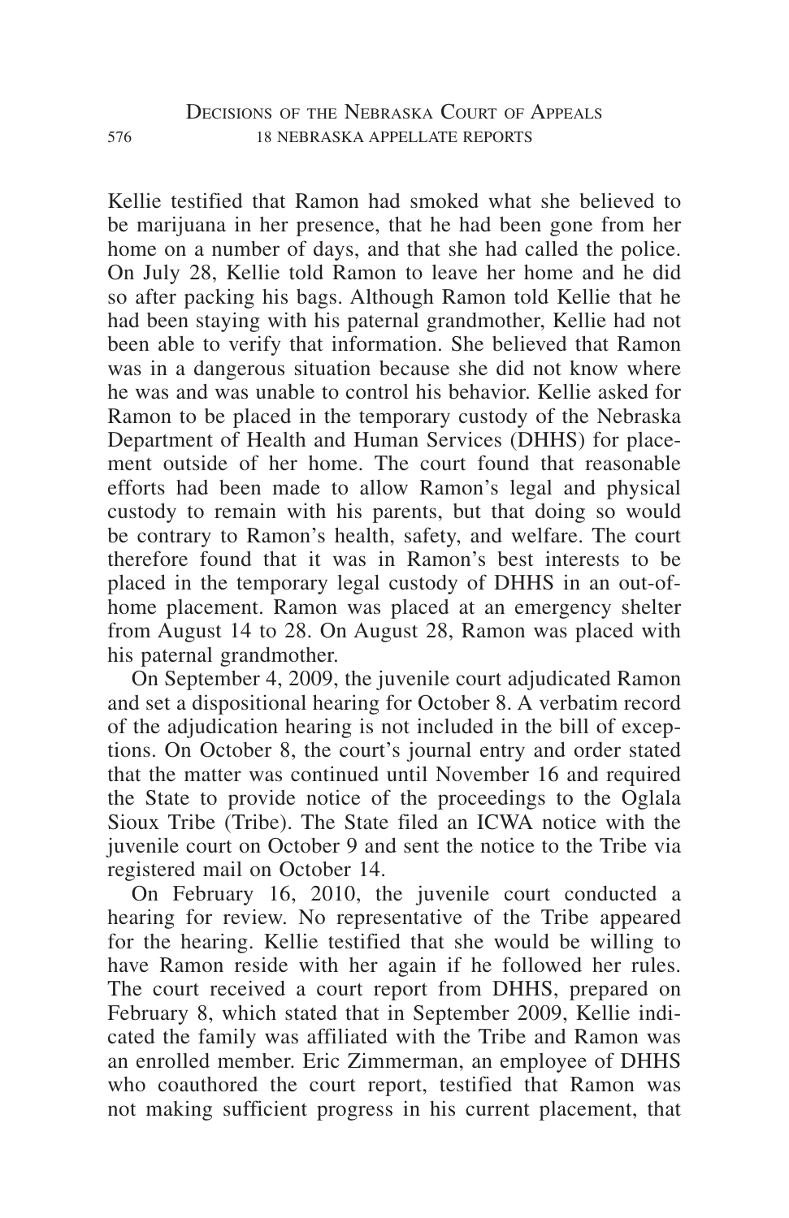Kellie testified that Ramon had smoked what she believed to be marijuana in her presence, that he had been gone from her home on a number of days, and that she had called the police. On July 28, Kellie told Ramon to leave her home and he did so after packing his bags. Although Ramon told Kellie that he had been staying with his paternal grandmother, Kellie had not been able to verify that information. She believed that Ramon was in a dangerous situation because she did not know where he was and was unable to control his behavior. Kellie asked for Ramon to be placed in the temporary custody of the Nebraska Department of Health and Human Services (DHHS) for placement outside of her home. The court found that reasonable efforts had been made to allow Ramon's legal and physical custody to remain with his parents, but that doing so would be contrary to Ramon's health, safety, and welfare. The court therefore found that it was in Ramon's best interests to be placed in the temporary legal custody of DHHS in an out-of-home placement. Ramon was placed at an emergency shelter from August 14 to 28. On August 28, Ramon was placed with his paternal grandmother.

On September 4, 2009, the juvenile court adjudicated Ramon and set a dispositional hearing for October 8. A verbatim record of the adjudication hearing is not included in the bill of exceptions. On October 8, the court's journal entry and order stated that the matter was continued until November 16 and required the State to provide notice of the proceedings to the Oglala Sioux Tribe (Tribe). The State filed an ICWA notice with the juvenile court on October 9 and sent the notice to the Tribe via registered mail on October 14.

On February 16, 2010, the juvenile court conducted a hearing for review. No representative of the Tribe appeared for the hearing. Kellie testified that she would be willing to have Ramon reside with her again if he followed her rules. The court received a court report from DHHS, prepared on February 8, which stated that in September 2009, Kellie indicated the family was affiliated with the Tribe and Ramon was an enrolled member. Eric Zimmerman, an employee of DHHS who coauthored the court report, testified that Ramon was not making sufficient progress in his current placement, that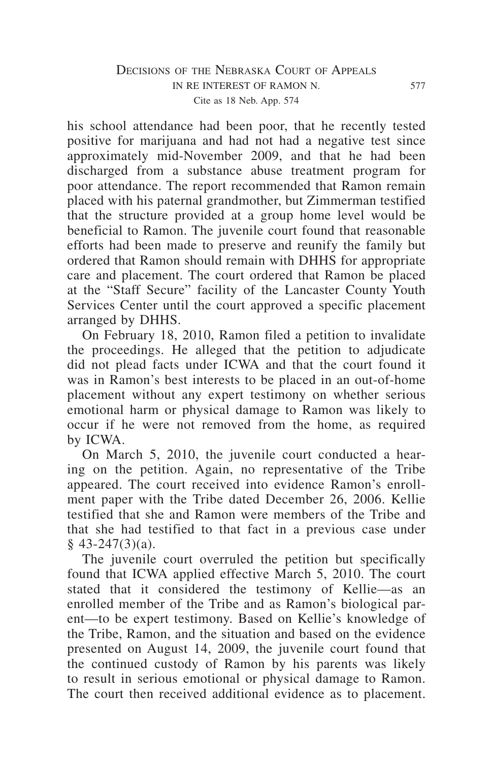his school attendance had been poor, that he recently tested positive for marijuana and had not had a negative test since approximately mid-November 2009, and that he had been discharged from a substance abuse treatment program for poor attendance. The report recommended that Ramon remain placed with his paternal grandmother, but Zimmerman testified that the structure provided at a group home level would be beneficial to Ramon. The juvenile court found that reasonable efforts had been made to preserve and reunify the family but ordered that Ramon should remain with DHHS for appropriate care and placement. The court ordered that Ramon be placed at the "Staff Secure" facility of the Lancaster County Youth Services Center until the court approved a specific placement arranged by DHHS.

On February 18, 2010, Ramon filed a petition to invalidate the proceedings. He alleged that the petition to adjudicate did not plead facts under ICWA and that the court found it was in Ramon's best interests to be placed in an out-of-home placement without any expert testimony on whether serious emotional harm or physical damage to Ramon was likely to occur if he were not removed from the home, as required by ICWA.

On March 5, 2010, the juvenile court conducted a hearing on the petition. Again, no representative of the Tribe appeared. The court received into evidence Ramon's enrollment paper with the Tribe dated December 26, 2006. Kellie testified that she and Ramon were members of the Tribe and that she had testified to that fact in a previous case under § 43-247(3)(a).

The juvenile court overruled the petition but specifically found that ICWA applied effective March 5, 2010. The court stated that it considered the testimony of Kellie—as an enrolled member of the Tribe and as Ramon's biological parent—to be expert testimony. Based on Kellie's knowledge of the Tribe, Ramon, and the situation and based on the evidence presented on August 14, 2009, the juvenile court found that the continued custody of Ramon by his parents was likely to result in serious emotional or physical damage to Ramon. The court then received additional evidence as to placement.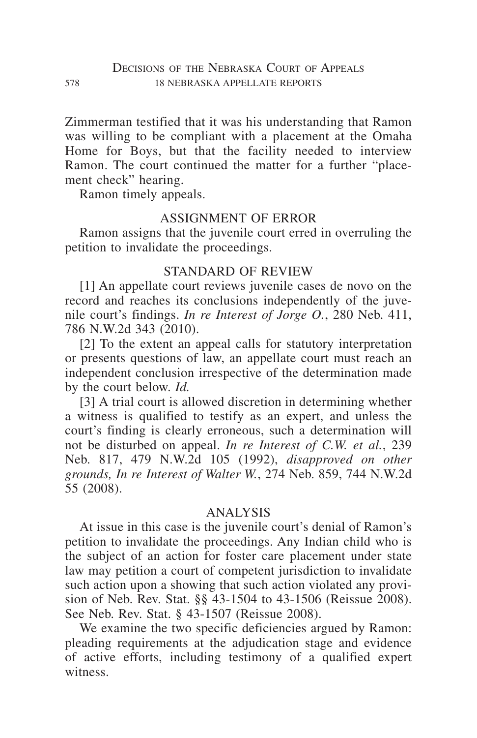Zimmerman testified that it was his understanding that Ramon was willing to be compliant with a placement at the Omaha Home for Boys, but that the facility needed to interview Ramon. The court continued the matter for a further "placement check" hearing.

Ramon timely appeals.

## ASSIGNMENT OF ERROR

Ramon assigns that the juvenile court erred in overruling the petition to invalidate the proceedings.

## STANDARD OF REVIEW

[1] An appellate court reviews juvenile cases de novo on the record and reaches its conclusions independently of the juvenile court's findings. *In re Interest of Jorge O.*, 280 Neb. 411, 786 N.W.2d 343 (2010).

[2] To the extent an appeal calls for statutory interpretation or presents questions of law, an appellate court must reach an independent conclusion irrespective of the determination made by the court below. *Id.*

[3] A trial court is allowed discretion in determining whether a witness is qualified to testify as an expert, and unless the court's finding is clearly erroneous, such a determination will not be disturbed on appeal. *In re Interest of C.W. et al.*, 239 Neb. 817, 479 N.W.2d 105 (1992), *disapproved on other grounds, In re Interest of Walter W.*, 274 Neb. 859, 744 N.W.2d 55 (2008).

## ANALYSIS

At issue in this case is the juvenile court's denial of Ramon's petition to invalidate the proceedings. Any Indian child who is the subject of an action for foster care placement under state law may petition a court of competent jurisdiction to invalidate such action upon a showing that such action violated any provision of Neb. Rev. Stat. §§ 43-1504 to 43-1506 (Reissue 2008). See Neb. Rev. Stat. § 43-1507 (Reissue 2008).

We examine the two specific deficiencies argued by Ramon: pleading requirements at the adjudication stage and evidence of active efforts, including testimony of a qualified expert witness.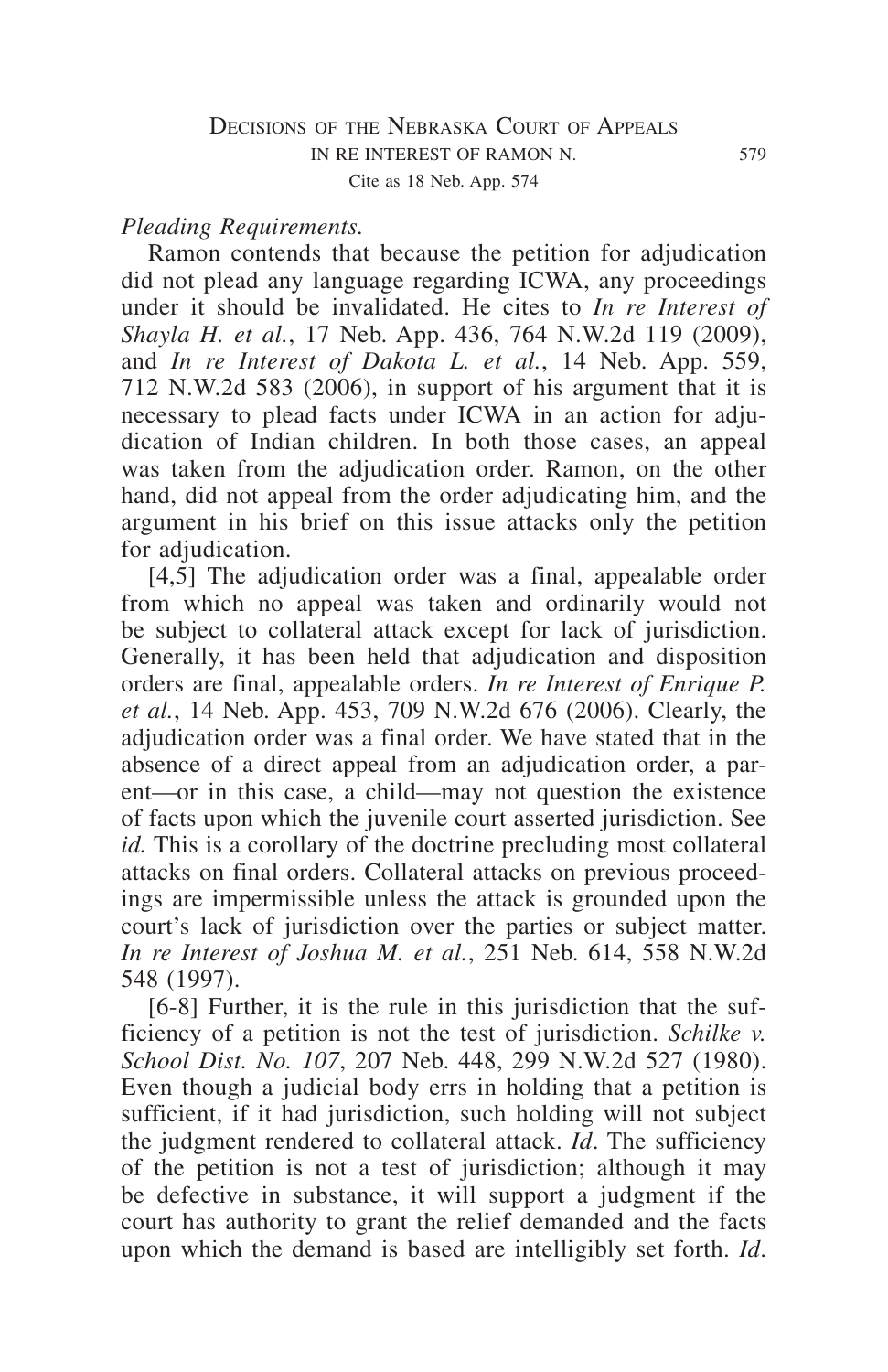*Pleading Requirements.*

Ramon contends that because the petition for adjudication did not plead any language regarding ICWA, any proceedings under it should be invalidated. He cites to *In re Interest of Shayla H. et al.*, 17 Neb. App. 436, 764 N.W.2d 119 (2009), and *In re Interest of Dakota L. et al.*, 14 Neb. App. 559, 712 N.W.2d 583 (2006), in support of his argument that it is necessary to plead facts under ICWA in an action for adjudication of Indian children. In both those cases, an appeal was taken from the adjudication order. Ramon, on the other hand, did not appeal from the order adjudicating him, and the argument in his brief on this issue attacks only the petition for adjudication.

[4,5] The adjudication order was a final, appealable order from which no appeal was taken and ordinarily would not be subject to collateral attack except for lack of jurisdiction. Generally, it has been held that adjudication and disposition orders are final, appealable orders. *In re Interest of Enrique P. et al.*, 14 Neb. App. 453, 709 N.W.2d 676 (2006). Clearly, the adjudication order was a final order. We have stated that in the absence of a direct appeal from an adjudication order, a parent—or in this case, a child—may not question the existence of facts upon which the juvenile court asserted jurisdiction. See *id.* This is a corollary of the doctrine precluding most collateral attacks on final orders. Collateral attacks on previous proceedings are impermissible unless the attack is grounded upon the court's lack of jurisdiction over the parties or subject matter. *In re Interest of Joshua M. et al.*, 251 Neb. 614, 558 N.W.2d 548 (1997).

[6-8] Further, it is the rule in this jurisdiction that the sufficiency of a petition is not the test of jurisdiction. *Schilke v. School Dist. No. 107*, 207 Neb. 448, 299 N.W.2d 527 (1980). Even though a judicial body errs in holding that a petition is sufficient, if it had jurisdiction, such holding will not subject the judgment rendered to collateral attack. *Id*. The sufficiency of the petition is not a test of jurisdiction; although it may be defective in substance, it will support a judgment if the court has authority to grant the relief demanded and the facts upon which the demand is based are intelligibly set forth. *Id*.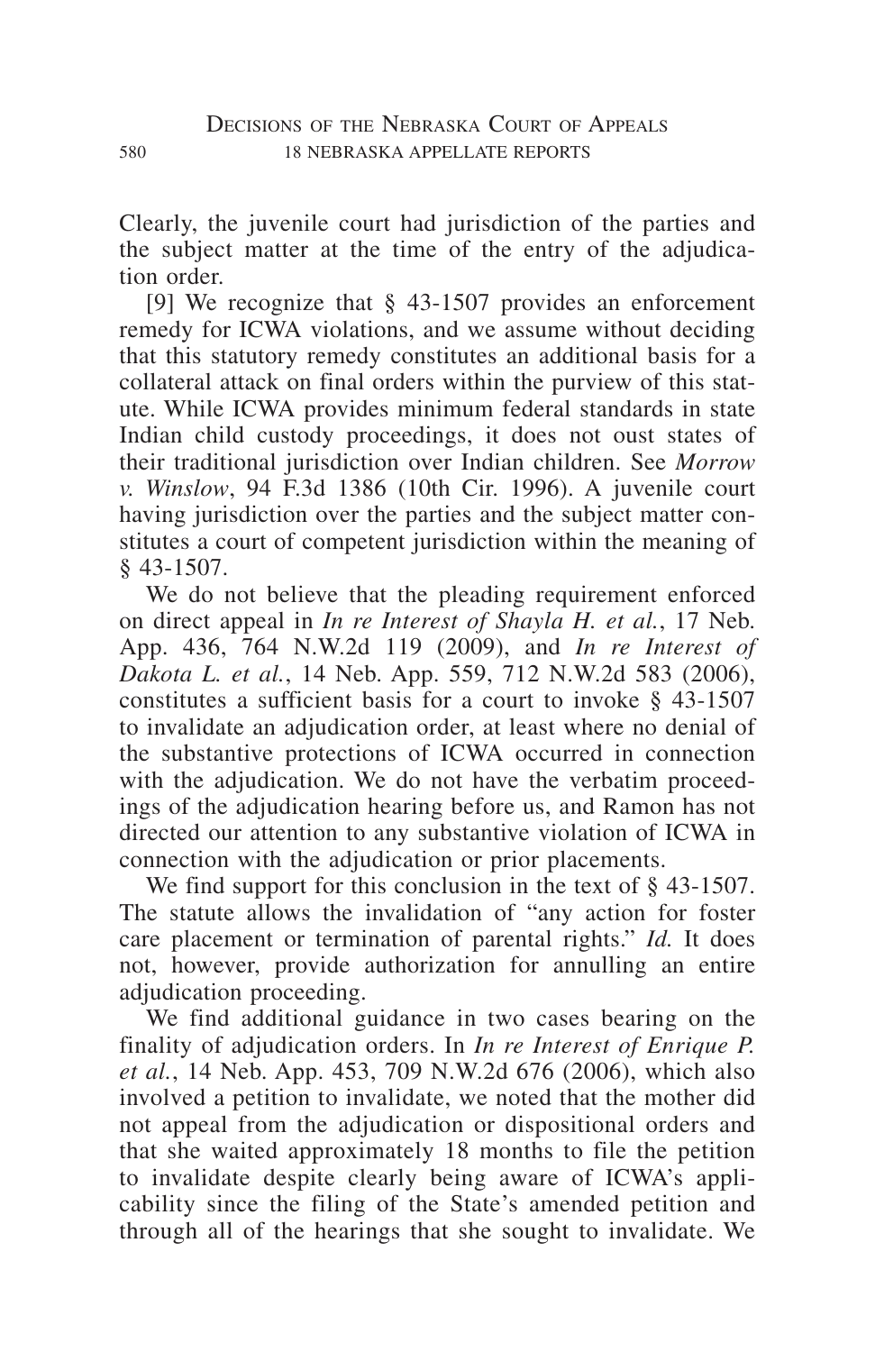Clearly, the juvenile court had jurisdiction of the parties and the subject matter at the time of the entry of the adjudication order.

[9] We recognize that § 43-1507 provides an enforcement remedy for ICWA violations, and we assume without deciding that this statutory remedy constitutes an additional basis for a collateral attack on final orders within the purview of this statute. While ICWA provides minimum federal standards in state Indian child custody proceedings, it does not oust states of their traditional jurisdiction over Indian children. See *Morrow v. Winslow*, 94 F.3d 1386 (10th Cir. 1996). A juvenile court having jurisdiction over the parties and the subject matter constitutes a court of competent jurisdiction within the meaning of § 43-1507.

We do not believe that the pleading requirement enforced on direct appeal in *In re Interest of Shayla H. et al.*, 17 Neb. App. 436, 764 N.W.2d 119 (2009), and *In re Interest of Dakota L. et al.*, 14 Neb. App. 559, 712 N.W.2d 583 (2006), constitutes a sufficient basis for a court to invoke § 43-1507 to invalidate an adjudication order, at least where no denial of the substantive protections of ICWA occurred in connection with the adjudication. We do not have the verbatim proceedings of the adjudication hearing before us, and Ramon has not directed our attention to any substantive violation of ICWA in connection with the adjudication or prior placements.

We find support for this conclusion in the text of § 43-1507. The statute allows the invalidation of "any action for foster care placement or termination of parental rights." *Id.* It does not, however, provide authorization for annulling an entire adjudication proceeding.

We find additional guidance in two cases bearing on the finality of adjudication orders. In *In re Interest of Enrique P. et al.*, 14 Neb. App. 453, 709 N.W.2d 676 (2006), which also involved a petition to invalidate, we noted that the mother did not appeal from the adjudication or dispositional orders and that she waited approximately 18 months to file the petition to invalidate despite clearly being aware of ICWA's applicability since the filing of the State's amended petition and through all of the hearings that she sought to invalidate. We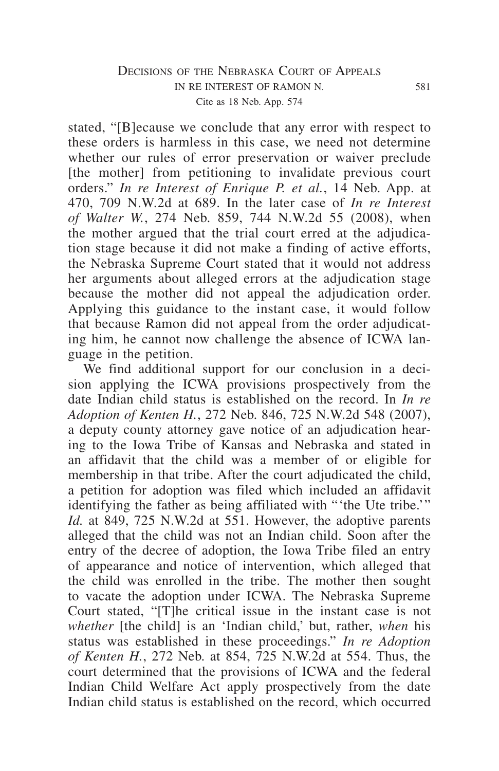stated, "[B]ecause we conclude that any error with respect to these orders is harmless in this case, we need not determine whether our rules of error preservation or waiver preclude [the mother] from petitioning to invalidate previous court orders." *In re Interest of Enrique P. et al.*, 14 Neb. App. at 470, 709 N.W.2d at 689. In the later case of *In re Interest of Walter W.*, 274 Neb. 859, 744 N.W.2d 55 (2008), when the mother argued that the trial court erred at the adjudication stage because it did not make a finding of active efforts, the Nebraska Supreme Court stated that it would not address her arguments about alleged errors at the adjudication stage because the mother did not appeal the adjudication order. Applying this guidance to the instant case, it would follow that because Ramon did not appeal from the order adjudicating him, he cannot now challenge the absence of ICWA language in the petition.

We find additional support for our conclusion in a decision applying the ICWA provisions prospectively from the date Indian child status is established on the record. In *In re Adoption of Kenten H.*, 272 Neb. 846, 725 N.W.2d 548 (2007), a deputy county attorney gave notice of an adjudication hearing to the Iowa Tribe of Kansas and Nebraska and stated in an affidavit that the child was a member of or eligible for membership in that tribe. After the court adjudicated the child, a petition for adoption was filed which included an affidavit identifying the father as being affiliated with "'the Ute tribe.'" *Id.* at 849, 725 N.W.2d at 551. However, the adoptive parents alleged that the child was not an Indian child. Soon after the entry of the decree of adoption, the Iowa Tribe filed an entry of appearance and notice of intervention, which alleged that the child was enrolled in the tribe. The mother then sought to vacate the adoption under ICWA. The Nebraska Supreme Court stated, "[T]he critical issue in the instant case is not *whether* [the child] is an 'Indian child,' but, rather, *when* his status was established in these proceedings." *In re Adoption of Kenten H.*, 272 Neb. at 854, 725 N.W.2d at 554. Thus, the court determined that the provisions of ICWA and the federal Indian Child Welfare Act apply prospectively from the date Indian child status is established on the record, which occurred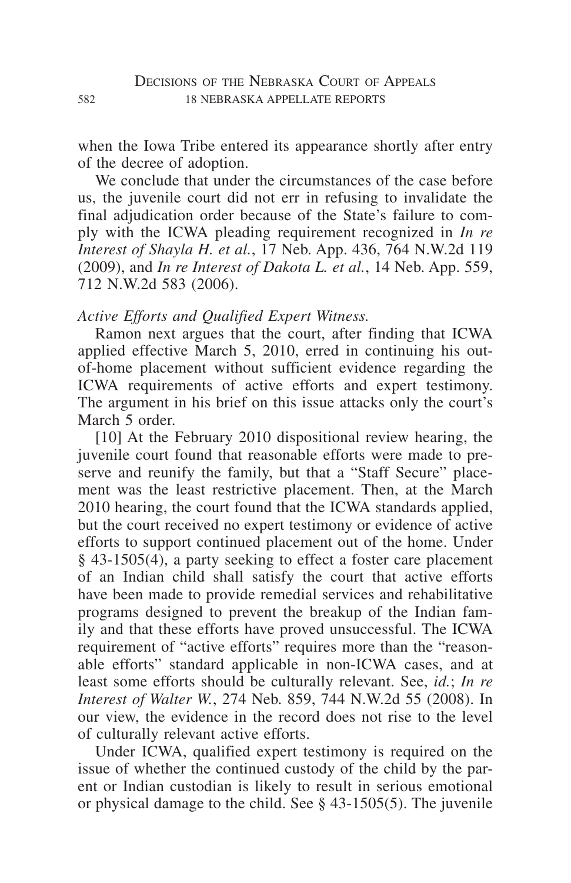when the Iowa Tribe entered its appearance shortly after entry of the decree of adoption.

We conclude that under the circumstances of the case before us, the juvenile court did not err in refusing to invalidate the final adjudication order because of the State's failure to comply with the ICWA pleading requirement recognized in *In re Interest of Shayla H. et al.*, 17 Neb. App. 436, 764 N.W.2d 119 (2009), and *In re Interest of Dakota L. et al.*, 14 Neb. App. 559, 712 N.W.2d 583 (2006).

*Active Efforts and Qualified Expert Witness.*

Ramon next argues that the court, after finding that ICWA applied effective March 5, 2010, erred in continuing his out-of-home placement without sufficient evidence regarding the ICWA requirements of active efforts and expert testimony. The argument in his brief on this issue attacks only the court's March 5 order.

[10] At the February 2010 dispositional review hearing, the juvenile court found that reasonable efforts were made to preserve and reunify the family, but that a "Staff Secure" placement was the least restrictive placement. Then, at the March 2010 hearing, the court found that the ICWA standards applied, but the court received no expert testimony or evidence of active efforts to support continued placement out of the home. Under § 43-1505(4), a party seeking to effect a foster care placement of an Indian child shall satisfy the court that active efforts have been made to provide remedial services and rehabilitative programs designed to prevent the breakup of the Indian family and that these efforts have proved unsuccessful. The ICWA requirement of "active efforts" requires more than the "reasonable efforts" standard applicable in non-ICWA cases, and at least some efforts should be culturally relevant. See, *id.*; *In re Interest of Walter W.*, 274 Neb. 859, 744 N.W.2d 55 (2008). In our view, the evidence in the record does not rise to the level of culturally relevant active efforts.

Under ICWA, qualified expert testimony is required on the issue of whether the continued custody of the child by the parent or Indian custodian is likely to result in serious emotional or physical damage to the child. See § 43-1505(5). The juvenile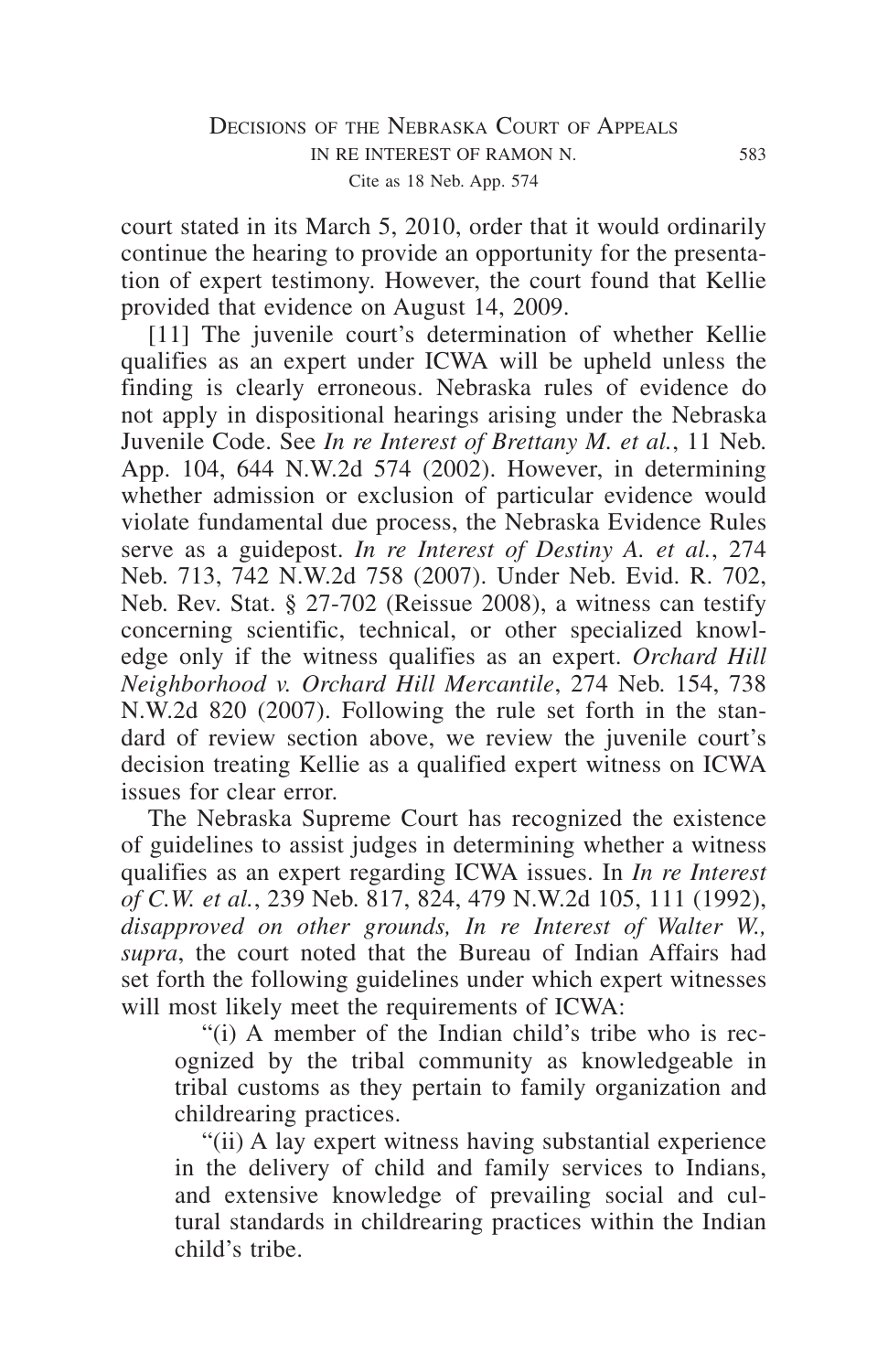court stated in its March 5, 2010, order that it would ordinarily continue the hearing to provide an opportunity for the presentation of expert testimony. However, the court found that Kellie provided that evidence on August 14, 2009.

[11] The juvenile court's determination of whether Kellie qualifies as an expert under ICWA will be upheld unless the finding is clearly erroneous. Nebraska rules of evidence do not apply in dispositional hearings arising under the Nebraska Juvenile Code. See *In re Interest of Brettany M. et al.*, 11 Neb. App. 104, 644 N.W.2d 574 (2002). However, in determining whether admission or exclusion of particular evidence would violate fundamental due process, the Nebraska Evidence Rules serve as a guidepost. *In re Interest of Destiny A. et al.*, 274 Neb. 713, 742 N.W.2d 758 (2007). Under Neb. Evid. R. 702, Neb. Rev. Stat. § 27-702 (Reissue 2008), a witness can testify concerning scientific, technical, or other specialized knowledge only if the witness qualifies as an expert. *Orchard Hill Neighborhood v. Orchard Hill Mercantile*, 274 Neb. 154, 738 N.W.2d 820 (2007). Following the rule set forth in the standard of review section above, we review the juvenile court's decision treating Kellie as a qualified expert witness on ICWA issues for clear error.

The Nebraska Supreme Court has recognized the existence of guidelines to assist judges in determining whether a witness qualifies as an expert regarding ICWA issues. In *In re Interest of C.W. et al.*, 239 Neb. 817, 824, 479 N.W.2d 105, 111 (1992), *disapproved on other grounds, In re Interest of Walter W., supra*, the court noted that the Bureau of Indian Affairs had set forth the following guidelines under which expert witnesses will most likely meet the requirements of ICWA:

> "(i) A member of the Indian child's tribe who is recognized by the tribal community as knowledgeable in tribal customs as they pertain to family organization and childrearing practices.
>
> "(ii) A lay expert witness having substantial experience in the delivery of child and family services to Indians, and extensive knowledge of prevailing social and cultural standards in childrearing practices within the Indian child's tribe.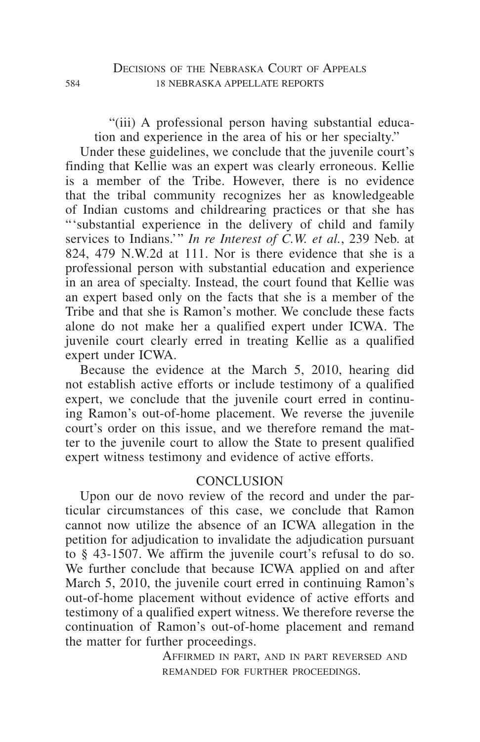"(iii) A professional person having substantial education and experience in the area of his or her specialty."

Under these guidelines, we conclude that the juvenile court's finding that Kellie was an expert was clearly erroneous. Kellie is a member of the Tribe. However, there is no evidence that the tribal community recognizes her as knowledgeable of Indian customs and childrearing practices or that she has "'substantial experience in the delivery of child and family services to Indians.'" *In re Interest of C.W. et al.*, 239 Neb. at 824, 479 N.W.2d at 111. Nor is there evidence that she is a professional person with substantial education and experience in an area of specialty. Instead, the court found that Kellie was an expert based only on the facts that she is a member of the Tribe and that she is Ramon's mother. We conclude these facts alone do not make her a qualified expert under ICWA. The juvenile court clearly erred in treating Kellie as a qualified expert under ICWA.

Because the evidence at the March 5, 2010, hearing did not establish active efforts or include testimony of a qualified expert, we conclude that the juvenile court erred in continuing Ramon's out-of-home placement. We reverse the juvenile court's order on this issue, and we therefore remand the matter to the juvenile court to allow the State to present qualified expert witness testimony and evidence of active efforts.

## CONCLUSION

Upon our de novo review of the record and under the particular circumstances of this case, we conclude that Ramon cannot now utilize the absence of an ICWA allegation in the petition for adjudication to invalidate the adjudication pursuant to § 43-1507. We affirm the juvenile court's refusal to do so. We further conclude that because ICWA applied on and after March 5, 2010, the juvenile court erred in continuing Ramon's out-of-home placement without evidence of active efforts and testimony of a qualified expert witness. We therefore reverse the continuation of Ramon's out-of-home placement and remand the matter for further proceedings.

Affirmed in part, and in part reversed and remanded for further proceedings.